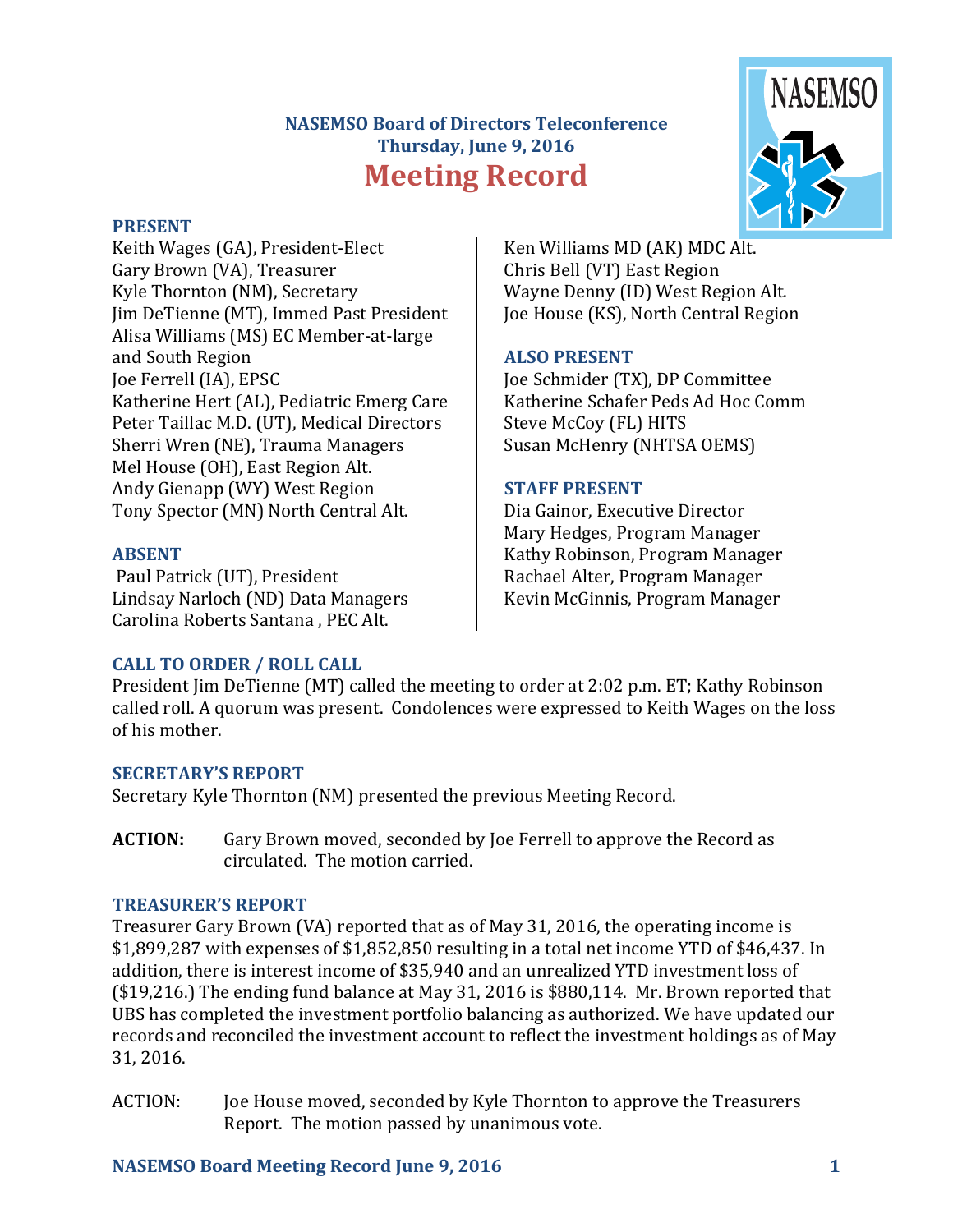**NASEMSO Board of Directors Teleconference**
**Thursday, June 9, 2016**

# Meeting Record

### PRESENT

Keith Wages (GA), President-Elect
Gary Brown (VA), Treasurer
Kyle Thornton (NM), Secretary
Jim DeTienne (MT), Immed Past President
Alisa Williams (MS) EC Member-at-large and South Region
Joe Ferrell (IA), EPSC
Katherine Hert (AL), Pediatric Emerg Care
Peter Taillac M.D. (UT), Medical Directors
Sherri Wren (NE), Trauma Managers
Mel House (OH), East Region Alt.
Andy Gienapp (WY) West Region
Tony Spector (MN) North Central Alt.
Ken Williams MD (AK) MDC Alt.
Chris Bell (VT) East Region
Wayne Denny (ID) West Region Alt.
Joe House (KS), North Central Region

### ABSENT

Paul Patrick (UT), President
Lindsay Narloch (ND) Data Managers
Carolina Roberts Santana , PEC Alt.

### ALSO PRESENT

Joe Schmider (TX), DP Committee
Katherine Schafer Peds Ad Hoc Comm
Steve McCoy (FL) HITS
Susan McHenry (NHTSA OEMS)

### STAFF PRESENT

Dia Gainor, Executive Director
Mary Hedges, Program Manager
Kathy Robinson, Program Manager
Rachael Alter, Program Manager
Kevin McGinnis, Program Manager

### CALL TO ORDER / ROLL CALL

President Jim DeTienne (MT) called the meeting to order at 2:02 p.m. ET; Kathy Robinson called roll. A quorum was present. Condolences were expressed to Keith Wages on the loss of his mother.

### SECRETARY'S REPORT

Secretary Kyle Thornton (NM) presented the previous Meeting Record.

**ACTION:** Gary Brown moved, seconded by Joe Ferrell to approve the Record as circulated. The motion carried.

### TREASURER'S REPORT

Treasurer Gary Brown (VA) reported that as of May 31, 2016, the operating income is $1,899,287 with expenses of $1,852,850 resulting in a total net income YTD of $46,437. In addition, there is interest income of $35,940 and an unrealized YTD investment loss of ($19,216.) The ending fund balance at May 31, 2016 is $880,114. Mr. Brown reported that UBS has completed the investment portfolio balancing as authorized. We have updated our records and reconciled the investment account to reflect the investment holdings as of May 31, 2016.

ACTION: Joe House moved, seconded by Kyle Thornton to approve the Treasurers Report. The motion passed by unanimous vote.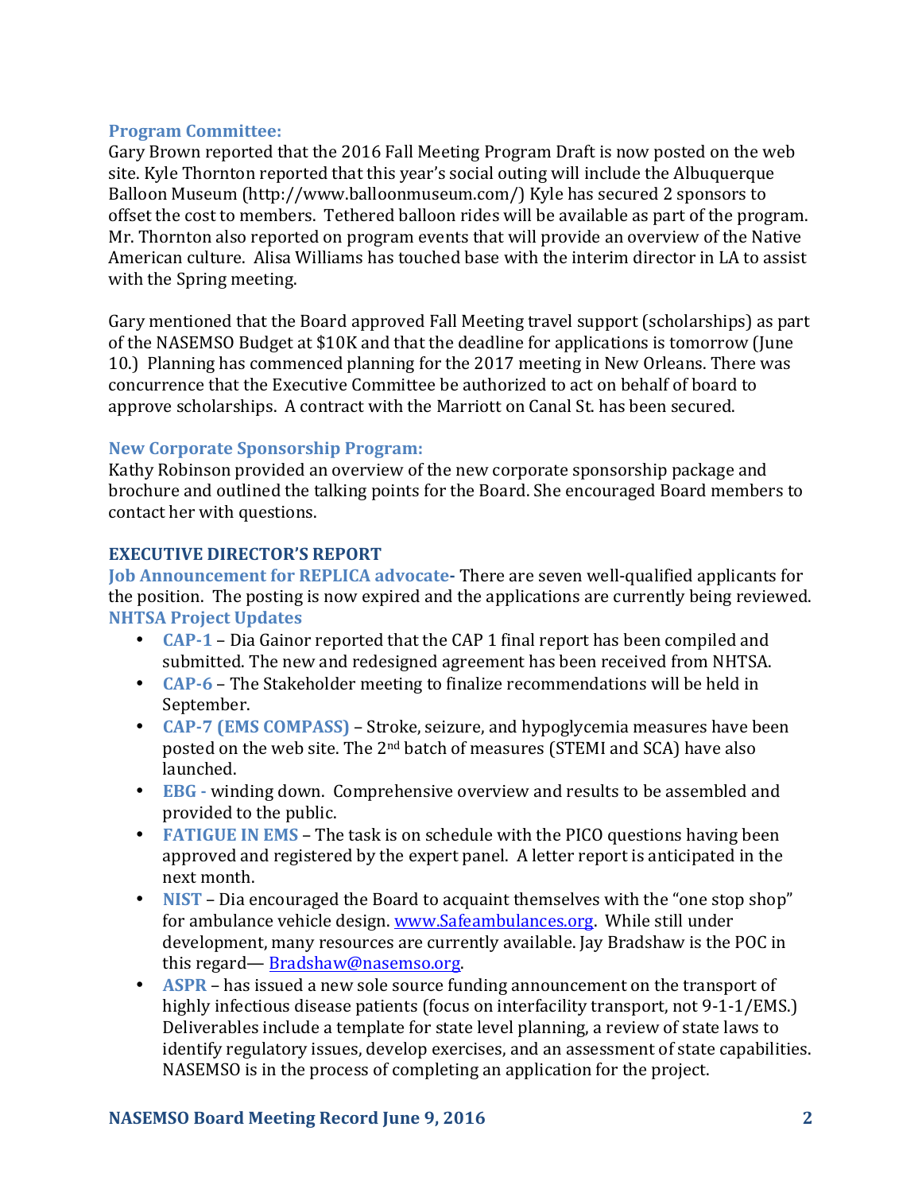### Program Committee:

Gary Brown reported that the 2016 Fall Meeting Program Draft is now posted on the web site. Kyle Thornton reported that this year's social outing will include the Albuquerque Balloon Museum (http://www.balloonmuseum.com/) Kyle has secured 2 sponsors to offset the cost to members. Tethered balloon rides will be available as part of the program. Mr. Thornton also reported on program events that will provide an overview of the Native American culture. Alisa Williams has touched base with the interim director in LA to assist with the Spring meeting.

Gary mentioned that the Board approved Fall Meeting travel support (scholarships) as part of the NASEMSO Budget at $10K and that the deadline for applications is tomorrow (June 10.) Planning has commenced planning for the 2017 meeting in New Orleans. There was concurrence that the Executive Committee be authorized to act on behalf of board to approve scholarships. A contract with the Marriott on Canal St. has been secured.

### New Corporate Sponsorship Program:

Kathy Robinson provided an overview of the new corporate sponsorship package and brochure and outlined the talking points for the Board. She encouraged Board members to contact her with questions.

## EXECUTIVE DIRECTOR'S REPORT

**Job Announcement for REPLICA advocate-** There are seven well-qualified applicants for the position. The posting is now expired and the applications are currently being reviewed.

**NHTSA Project Updates**

- **CAP-1** – Dia Gainor reported that the CAP 1 final report has been compiled and submitted. The new and redesigned agreement has been received from NHTSA.
- **CAP-6** – The Stakeholder meeting to finalize recommendations will be held in September.
- **CAP-7 (EMS COMPASS)** – Stroke, seizure, and hypoglycemia measures have been posted on the web site. The 2nd batch of measures (STEMI and SCA) have also launched.
- **EBG -** winding down. Comprehensive overview and results to be assembled and provided to the public.
- **FATIGUE IN EMS** – The task is on schedule with the PICO questions having been approved and registered by the expert panel. A letter report is anticipated in the next month.
- **NIST** – Dia encouraged the Board to acquaint themselves with the "one stop shop" for ambulance vehicle design. www.Safeambulances.org. While still under development, many resources are currently available. Jay Bradshaw is the POC in this regard— Bradshaw@nasemso.org.
- **ASPR** – has issued a new sole source funding announcement on the transport of highly infectious disease patients (focus on interfacility transport, not 9-1-1/EMS.) Deliverables include a template for state level planning, a review of state laws to identify regulatory issues, develop exercises, and an assessment of state capabilities. NASEMSO is in the process of completing an application for the project.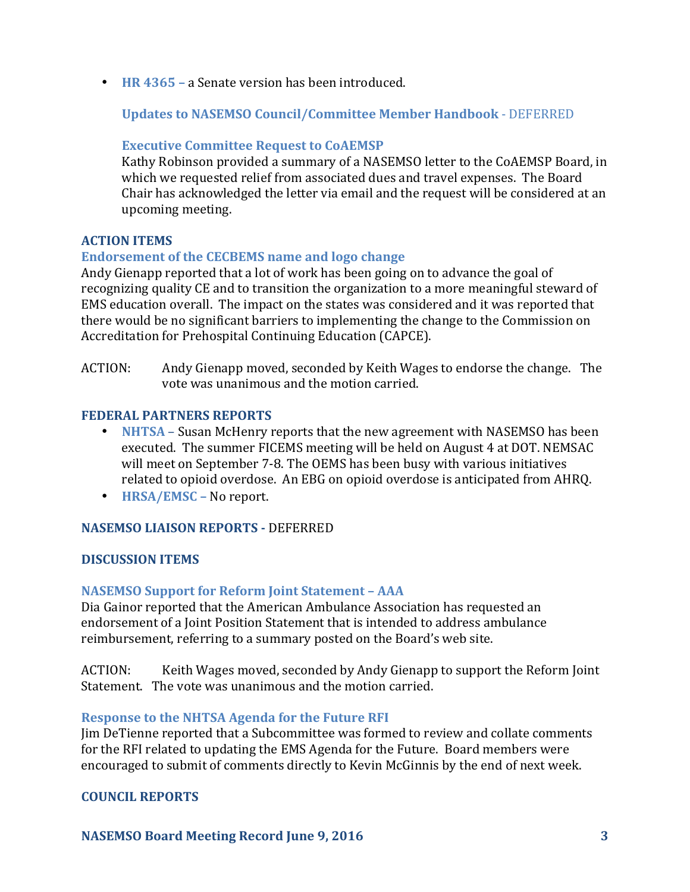- **HR 4365** – a Senate version has been introduced.

  **Updates to NASEMSO Council/Committee Member Handbook** - DEFERRED

  **Executive Committee Request to CoAEMSP**
  Kathy Robinson provided a summary of a NASEMSO letter to the CoAEMSP Board, in which we requested relief from associated dues and travel expenses. The Board Chair has acknowledged the letter via email and the request will be considered at an upcoming meeting.

## ACTION ITEMS

### Endorsement of the CECBEMS name and logo change

Andy Gienapp reported that a lot of work has been going on to advance the goal of recognizing quality CE and to transition the organization to a more meaningful steward of EMS education overall. The impact on the states was considered and it was reported that there would be no significant barriers to implementing the change to the Commission on Accreditation for Prehospital Continuing Education (CAPCE).

ACTION: Andy Gienapp moved, seconded by Keith Wages to endorse the change. The vote was unanimous and the motion carried.

## FEDERAL PARTNERS REPORTS

- **NHTSA** – Susan McHenry reports that the new agreement with NASEMSO has been executed. The summer FICEMS meeting will be held on August 4 at DOT. NEMSAC will meet on September 7-8. The OEMS has been busy with various initiatives related to opioid overdose. An EBG on opioid overdose is anticipated from AHRQ.
- **HRSA/EMSC** – No report.

## NASEMSO LIAISON REPORTS - DEFERRED

## DISCUSSION ITEMS

### NASEMSO Support for Reform Joint Statement – AAA

Dia Gainor reported that the American Ambulance Association has requested an endorsement of a Joint Position Statement that is intended to address ambulance reimbursement, referring to a summary posted on the Board's web site.

ACTION: Keith Wages moved, seconded by Andy Gienapp to support the Reform Joint Statement. The vote was unanimous and the motion carried.

### Response to the NHTSA Agenda for the Future RFI

Jim DeTienne reported that a Subcommittee was formed to review and collate comments for the RFI related to updating the EMS Agenda for the Future. Board members were encouraged to submit of comments directly to Kevin McGinnis by the end of next week.

## COUNCIL REPORTS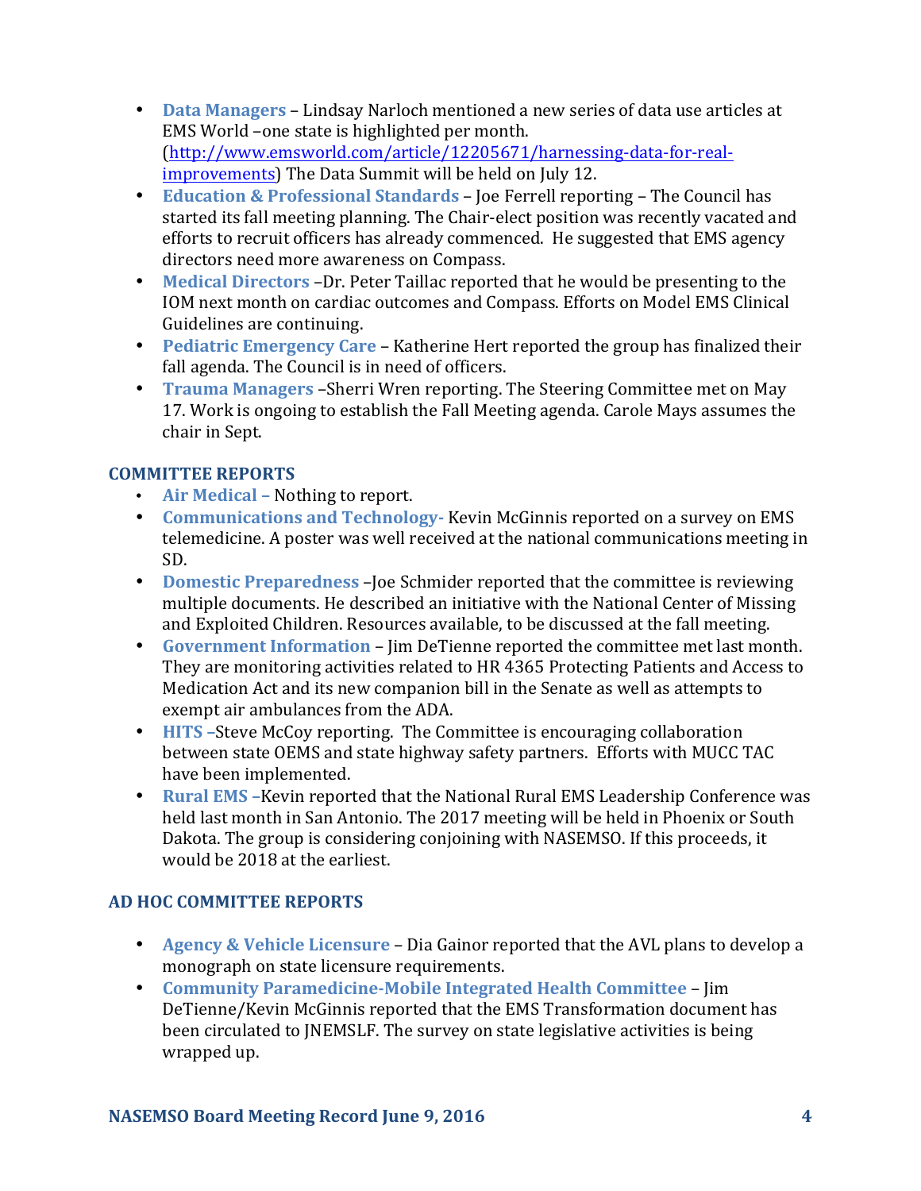- **Data Managers** – Lindsay Narloch mentioned a new series of data use articles at EMS World –one state is highlighted per month. ([http://www.emsworld.com/article/12205671/harnessing-data-for-real-improvements](http://www.emsworld.com/article/12205671/harnessing-data-for-real-improvements)) The Data Summit will be held on July 12.
- **Education & Professional Standards** – Joe Ferrell reporting – The Council has started its fall meeting planning. The Chair-elect position was recently vacated and efforts to recruit officers has already commenced. He suggested that EMS agency directors need more awareness on Compass.
- **Medical Directors** –Dr. Peter Taillac reported that he would be presenting to the IOM next month on cardiac outcomes and Compass. Efforts on Model EMS Clinical Guidelines are continuing.
- **Pediatric Emergency Care** – Katherine Hert reported the group has finalized their fall agenda. The Council is in need of officers.
- **Trauma Managers** –Sherri Wren reporting. The Steering Committee met on May 17. Work is ongoing to establish the Fall Meeting agenda. Carole Mays assumes the chair in Sept.

## COMMITTEE REPORTS

- **Air Medical** – Nothing to report.
- **Communications and Technology**- Kevin McGinnis reported on a survey on EMS telemedicine. A poster was well received at the national communications meeting in SD.
- **Domestic Preparedness** –Joe Schmider reported that the committee is reviewing multiple documents. He described an initiative with the National Center of Missing and Exploited Children. Resources available, to be discussed at the fall meeting.
- **Government Information** – Jim DeTienne reported the committee met last month. They are monitoring activities related to HR 4365 Protecting Patients and Access to Medication Act and its new companion bill in the Senate as well as attempts to exempt air ambulances from the ADA.
- **HITS** –Steve McCoy reporting. The Committee is encouraging collaboration between state OEMS and state highway safety partners. Efforts with MUCC TAC have been implemented.
- **Rural EMS** –Kevin reported that the National Rural EMS Leadership Conference was held last month in San Antonio. The 2017 meeting will be held in Phoenix or South Dakota. The group is considering conjoining with NASEMSO. If this proceeds, it would be 2018 at the earliest.

## AD HOC COMMITTEE REPORTS

- **Agency & Vehicle Licensure** – Dia Gainor reported that the AVL plans to develop a monograph on state licensure requirements.
- **Community Paramedicine-Mobile Integrated Health Committee** – Jim DeTienne/Kevin McGinnis reported that the EMS Transformation document has been circulated to JNEMSLF. The survey on state legislative activities is being wrapped up.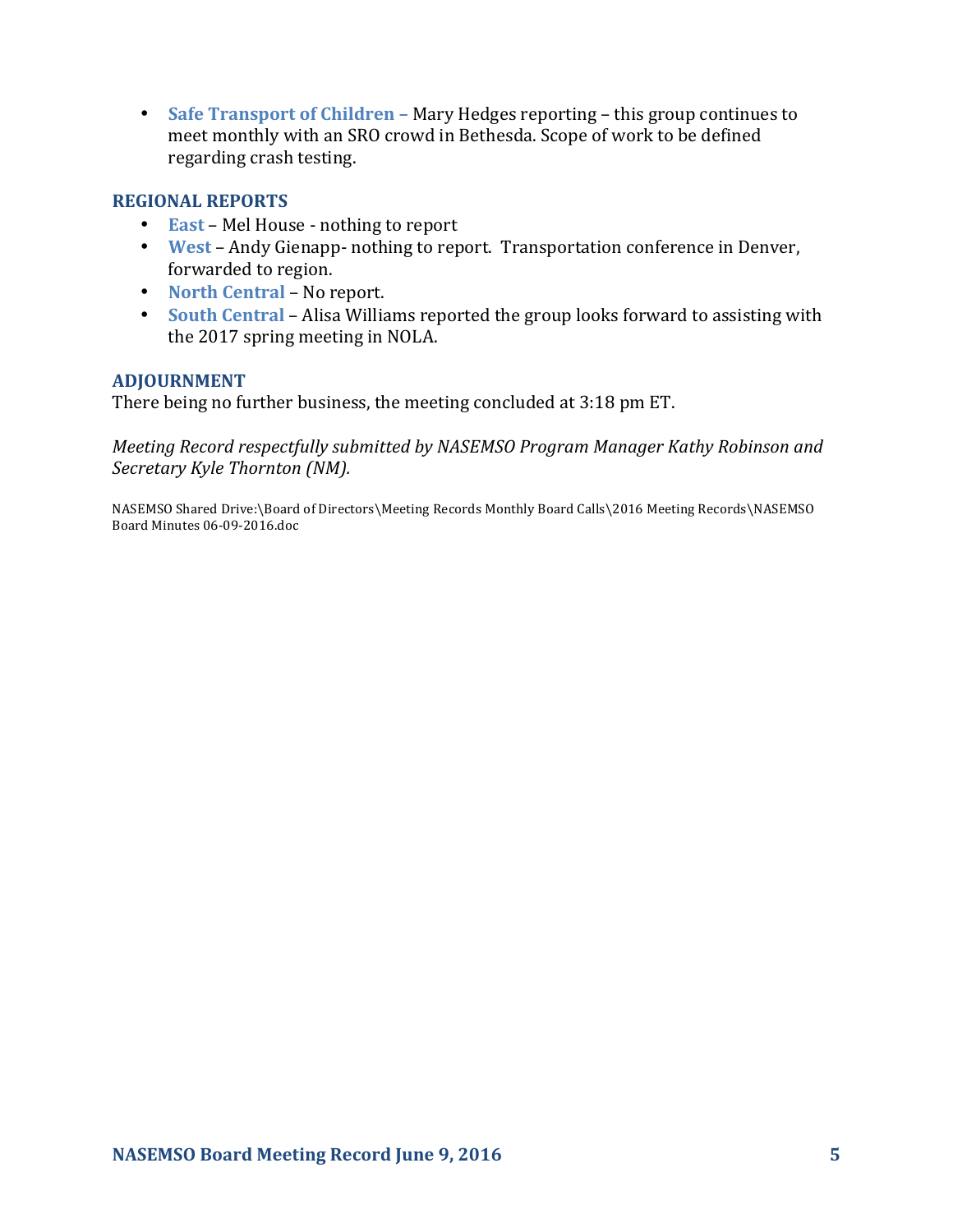- **Safe Transport of Children –** Mary Hedges reporting – this group continues to meet monthly with an SRO crowd in Bethesda. Scope of work to be defined regarding crash testing.

## REGIONAL REPORTS

- **East** – Mel House - nothing to report
- **West** – Andy Gienapp- nothing to report. Transportation conference in Denver, forwarded to region.
- **North Central** – No report.
- **South Central** – Alisa Williams reported the group looks forward to assisting with the 2017 spring meeting in NOLA.

## ADJOURNMENT

There being no further business, the meeting concluded at 3:18 pm ET.

*Meeting Record respectfully submitted by NASEMSO Program Manager Kathy Robinson and Secretary Kyle Thornton (NM).*

NASEMSO Shared Drive:\Board of Directors\Meeting Records Monthly Board Calls\2016 Meeting Records\NASEMSO Board Minutes 06-09-2016.doc